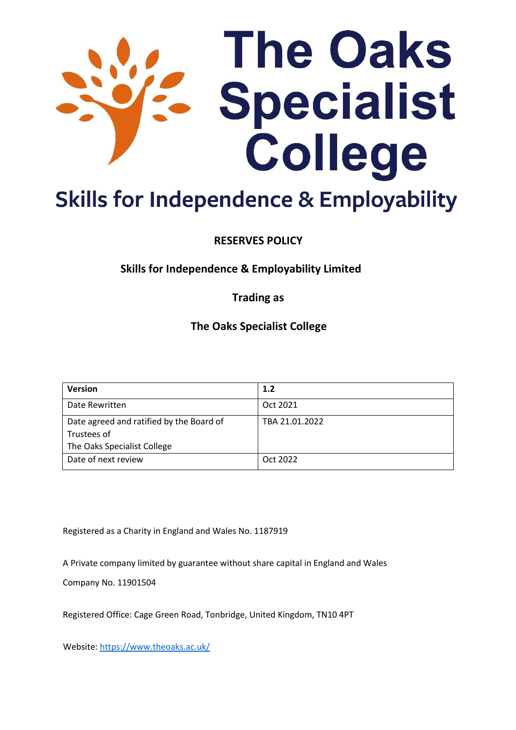# The Oaks Specialist College

## Skills for Independence & Employability

**RESERVES POLICY**

**Skills for Independence & Employability Limited**

**Trading as**

**The Oaks Specialist College**

| **Version** | **1.2** |
|---|---|
| Date Rewritten | Oct 2021 |
| Date agreed and ratified by the Board of Trustees of The Oaks Specialist College | TBA 21.01.2022 |
| Date of next review | Oct 2022 |

Registered as a Charity in England and Wales No. 1187919

A Private company limited by guarantee without share capital in England and Wales

Company No. 11901504

Registered Office: Cage Green Road, Tonbridge, United Kingdom, TN10 4PT

Website: https://www.theoaks.ac.uk/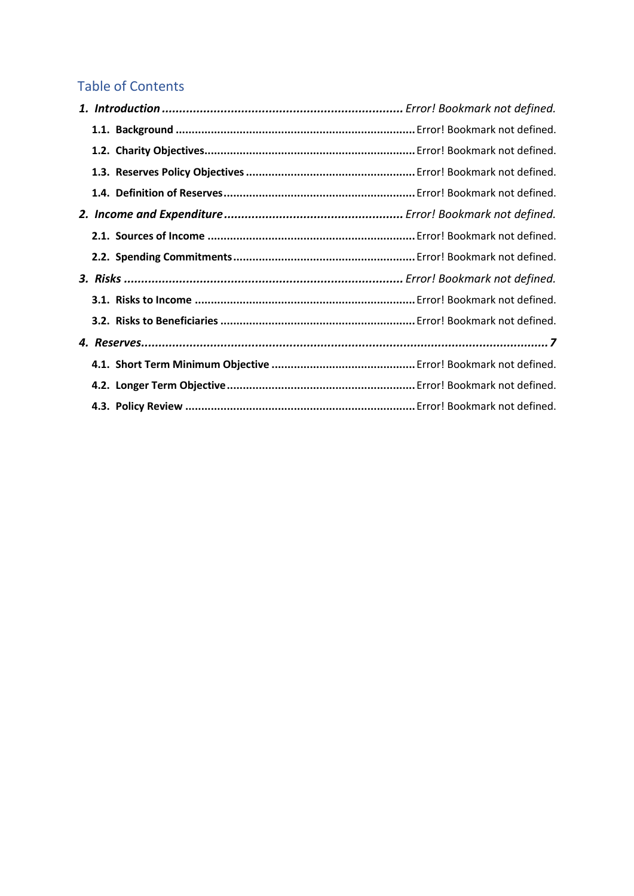## Table of Contents

***1. Introduction*** ..................................................................... *Error! Bookmark not defined.*

**1.1. Background** .......................................................................... Error! Bookmark not defined.

**1.2. Charity Objectives**................................................................. Error! Bookmark not defined.

**1.3. Reserves Policy Objectives** ..................................................... Error! Bookmark not defined.

**1.4. Definition of Reserves**............................................................ Error! Bookmark not defined.

***2. Income and Expenditure*** .................................................... *Error! Bookmark not defined.*

**2.1. Sources of Income** ................................................................. Error! Bookmark not defined.

**2.2. Spending Commitments**......................................................... Error! Bookmark not defined.

***3. Risks*** ................................................................................ *Error! Bookmark not defined.*

**3.1. Risks to Income** ..................................................................... Error! Bookmark not defined.

**3.2. Risks to Beneficiaries** ............................................................ Error! Bookmark not defined.

***4. Reserves***........................................................................................................................ ***7***

**4.1. Short Term Minimum Objective** ............................................. Error! Bookmark not defined.

**4.2. Longer Term Objective**........................................................... Error! Bookmark not defined.

**4.3. Policy Review** ....................................................................... Error! Bookmark not defined.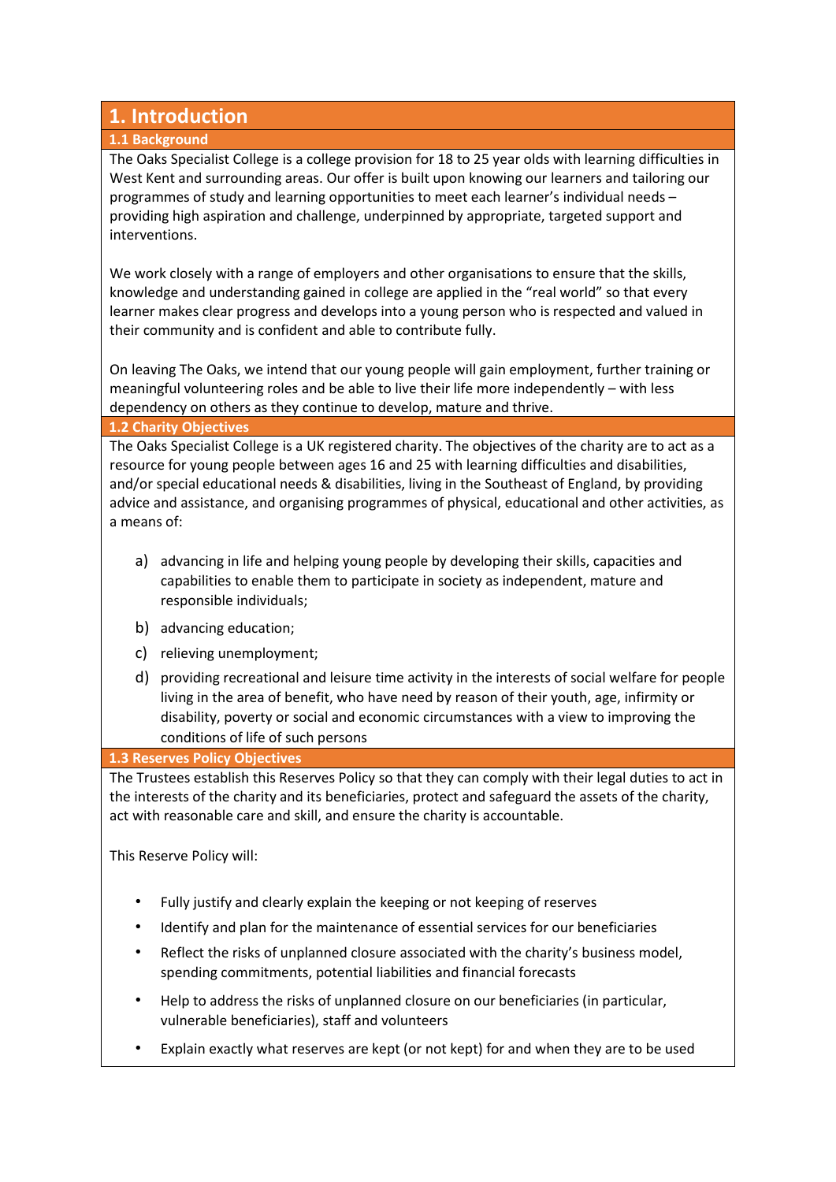# 1. Introduction

## 1.1 Background

The Oaks Specialist College is a college provision for 18 to 25 year olds with learning difficulties in West Kent and surrounding areas. Our offer is built upon knowing our learners and tailoring our programmes of study and learning opportunities to meet each learner's individual needs – providing high aspiration and challenge, underpinned by appropriate, targeted support and interventions.

We work closely with a range of employers and other organisations to ensure that the skills, knowledge and understanding gained in college are applied in the "real world" so that every learner makes clear progress and develops into a young person who is respected and valued in their community and is confident and able to contribute fully.

On leaving The Oaks, we intend that our young people will gain employment, further training or meaningful volunteering roles and be able to live their life more independently – with less dependency on others as they continue to develop, mature and thrive.

## 1.2 Charity Objectives

The Oaks Specialist College is a UK registered charity. The objectives of the charity are to act as a resource for young people between ages 16 and 25 with learning difficulties and disabilities, and/or special educational needs & disabilities, living in the Southeast of England, by providing advice and assistance, and organising programmes of physical, educational and other activities, as a means of:

a) advancing in life and helping young people by developing their skills, capacities and capabilities to enable them to participate in society as independent, mature and responsible individuals;

b) advancing education;

c) relieving unemployment;

d) providing recreational and leisure time activity in the interests of social welfare for people living in the area of benefit, who have need by reason of their youth, age, infirmity or disability, poverty or social and economic circumstances with a view to improving the conditions of life of such persons

## 1.3 Reserves Policy Objectives

The Trustees establish this Reserves Policy so that they can comply with their legal duties to act in the interests of the charity and its beneficiaries, protect and safeguard the assets of the charity, act with reasonable care and skill, and ensure the charity is accountable.

This Reserve Policy will:

- Fully justify and clearly explain the keeping or not keeping of reserves
- Identify and plan for the maintenance of essential services for our beneficiaries
- Reflect the risks of unplanned closure associated with the charity's business model, spending commitments, potential liabilities and financial forecasts
- Help to address the risks of unplanned closure on our beneficiaries (in particular, vulnerable beneficiaries), staff and volunteers
- Explain exactly what reserves are kept (or not kept) for and when they are to be used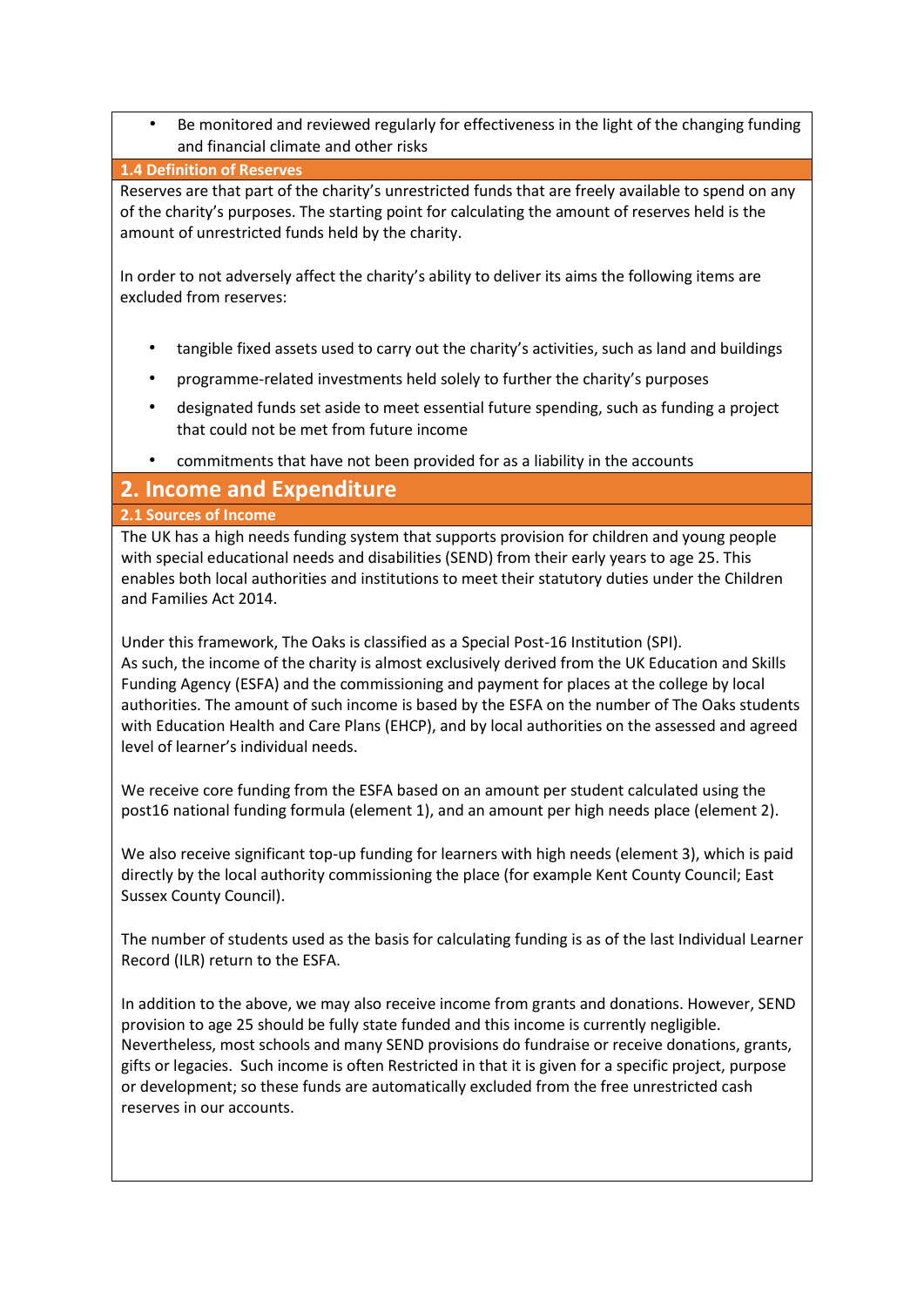- Be monitored and reviewed regularly for effectiveness in the light of the changing funding and financial climate and other risks

### 1.4 Definition of Reserves

Reserves are that part of the charity's unrestricted funds that are freely available to spend on any of the charity's purposes. The starting point for calculating the amount of reserves held is the amount of unrestricted funds held by the charity.

In order to not adversely affect the charity's ability to deliver its aims the following items are excluded from reserves:

- tangible fixed assets used to carry out the charity's activities, such as land and buildings
- programme-related investments held solely to further the charity's purposes
- designated funds set aside to meet essential future spending, such as funding a project that could not be met from future income
- commitments that have not been provided for as a liability in the accounts

## 2. Income and Expenditure

### 2.1 Sources of Income

The UK has a high needs funding system that supports provision for children and young people with special educational needs and disabilities (SEND) from their early years to age 25. This enables both local authorities and institutions to meet their statutory duties under the Children and Families Act 2014.

Under this framework, The Oaks is classified as a Special Post-16 Institution (SPI).
As such, the income of the charity is almost exclusively derived from the UK Education and Skills Funding Agency (ESFA) and the commissioning and payment for places at the college by local authorities. The amount of such income is based by the ESFA on the number of The Oaks students with Education Health and Care Plans (EHCP), and by local authorities on the assessed and agreed level of learner's individual needs.

We receive core funding from the ESFA based on an amount per student calculated using the post16 national funding formula (element 1), and an amount per high needs place (element 2).

We also receive significant top-up funding for learners with high needs (element 3), which is paid directly by the local authority commissioning the place (for example Kent County Council; East Sussex County Council).

The number of students used as the basis for calculating funding is as of the last Individual Learner Record (ILR) return to the ESFA.

In addition to the above, we may also receive income from grants and donations. However, SEND provision to age 25 should be fully state funded and this income is currently negligible. Nevertheless, most schools and many SEND provisions do fundraise or receive donations, grants, gifts or legacies. Such income is often Restricted in that it is given for a specific project, purpose or development; so these funds are automatically excluded from the free unrestricted cash reserves in our accounts.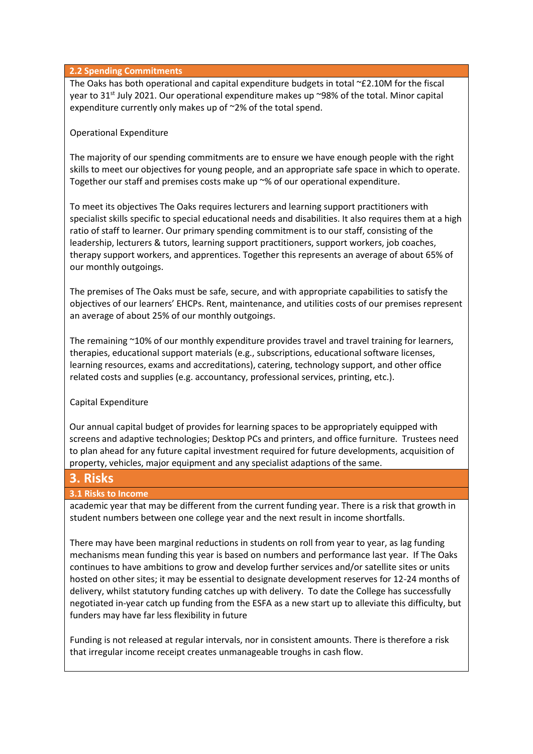### 2.2 Spending Commitments

The Oaks has both operational and capital expenditure budgets in total ~£2.10M for the fiscal year to 31st July 2021. Our operational expenditure makes up ~98% of the total. Minor capital expenditure currently only makes up of ~2% of the total spend.

Operational Expenditure

The majority of our spending commitments are to ensure we have enough people with the right skills to meet our objectives for young people, and an appropriate safe space in which to operate. Together our staff and premises costs make up ~% of our operational expenditure.

To meet its objectives The Oaks requires lecturers and learning support practitioners with specialist skills specific to special educational needs and disabilities. It also requires them at a high ratio of staff to learner. Our primary spending commitment is to our staff, consisting of the leadership, lecturers & tutors, learning support practitioners, support workers, job coaches, therapy support workers, and apprentices. Together this represents an average of about 65% of our monthly outgoings.

The premises of The Oaks must be safe, secure, and with appropriate capabilities to satisfy the objectives of our learners' EHCPs. Rent, maintenance, and utilities costs of our premises represent an average of about 25% of our monthly outgoings.

The remaining ~10% of our monthly expenditure provides travel and travel training for learners, therapies, educational support materials (e.g., subscriptions, educational software licenses, learning resources, exams and accreditations), catering, technology support, and other office related costs and supplies (e.g. accountancy, professional services, printing, etc.).

Capital Expenditure

Our annual capital budget of provides for learning spaces to be appropriately equipped with screens and adaptive technologies; Desktop PCs and printers, and office furniture. Trustees need to plan ahead for any future capital investment required for future developments, acquisition of property, vehicles, major equipment and any specialist adaptions of the same.

## 3. Risks

### 3.1 Risks to Income

academic year that may be different from the current funding year. There is a risk that growth in student numbers between one college year and the next result in income shortfalls.

There may have been marginal reductions in students on roll from year to year, as lag funding mechanisms mean funding this year is based on numbers and performance last year. If The Oaks continues to have ambitions to grow and develop further services and/or satellite sites or units hosted on other sites; it may be essential to designate development reserves for 12-24 months of delivery, whilst statutory funding catches up with delivery. To date the College has successfully negotiated in-year catch up funding from the ESFA as a new start up to alleviate this difficulty, but funders may have far less flexibility in future

Funding is not released at regular intervals, nor in consistent amounts. There is therefore a risk that irregular income receipt creates unmanageable troughs in cash flow.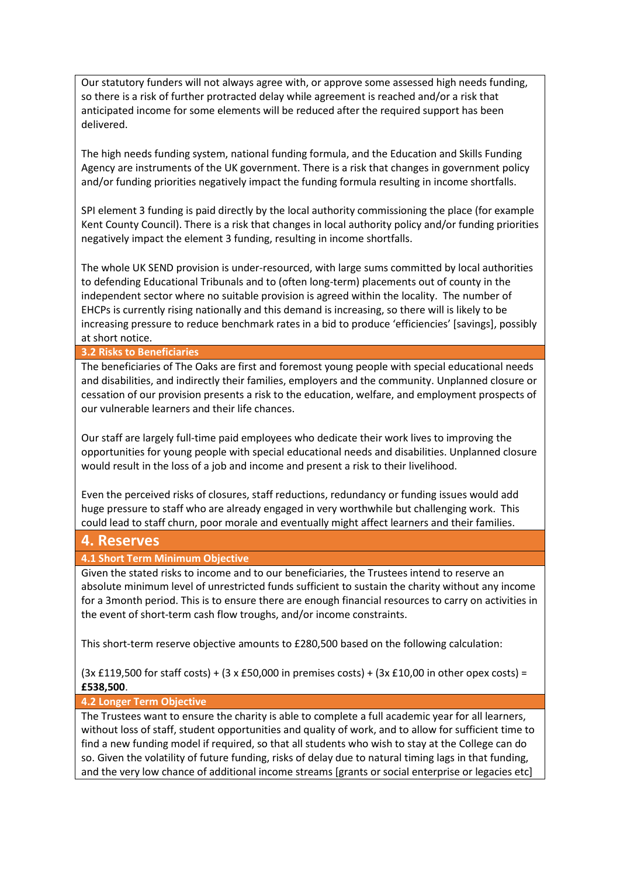Our statutory funders will not always agree with, or approve some assessed high needs funding, so there is a risk of further protracted delay while agreement is reached and/or a risk that anticipated income for some elements will be reduced after the required support has been delivered.

The high needs funding system, national funding formula, and the Education and Skills Funding Agency are instruments of the UK government. There is a risk that changes in government policy and/or funding priorities negatively impact the funding formula resulting in income shortfalls.

SPI element 3 funding is paid directly by the local authority commissioning the place (for example Kent County Council). There is a risk that changes in local authority policy and/or funding priorities negatively impact the element 3 funding, resulting in income shortfalls.

The whole UK SEND provision is under-resourced, with large sums committed by local authorities to defending Educational Tribunals and to (often long-term) placements out of county in the independent sector where no suitable provision is agreed within the locality. The number of EHCPs is currently rising nationally and this demand is increasing, so there will is likely to be increasing pressure to reduce benchmark rates in a bid to produce 'efficiencies' [savings], possibly at short notice.

### 3.2 Risks to Beneficiaries

The beneficiaries of The Oaks are first and foremost young people with special educational needs and disabilities, and indirectly their families, employers and the community. Unplanned closure or cessation of our provision presents a risk to the education, welfare, and employment prospects of our vulnerable learners and their life chances.

Our staff are largely full-time paid employees who dedicate their work lives to improving the opportunities for young people with special educational needs and disabilities. Unplanned closure would result in the loss of a job and income and present a risk to their livelihood.

Even the perceived risks of closures, staff reductions, redundancy or funding issues would add huge pressure to staff who are already engaged in very worthwhile but challenging work. This could lead to staff churn, poor morale and eventually might affect learners and their families.

## 4. Reserves

### 4.1 Short Term Minimum Objective

Given the stated risks to income and to our beneficiaries, the Trustees intend to reserve an absolute minimum level of unrestricted funds sufficient to sustain the charity without any income for a 3month period. This is to ensure there are enough financial resources to carry on activities in the event of short-term cash flow troughs, and/or income constraints.

This short-term reserve objective amounts to £280,500 based on the following calculation:

(3x £119,500 for staff costs) + (3 x £50,000 in premises costs) + (3x £10,00 in other opex costs) = **£538,500**.

### 4.2 Longer Term Objective

The Trustees want to ensure the charity is able to complete a full academic year for all learners, without loss of staff, student opportunities and quality of work, and to allow for sufficient time to find a new funding model if required, so that all students who wish to stay at the College can do so. Given the volatility of future funding, risks of delay due to natural timing lags in that funding, and the very low chance of additional income streams [grants or social enterprise or legacies etc]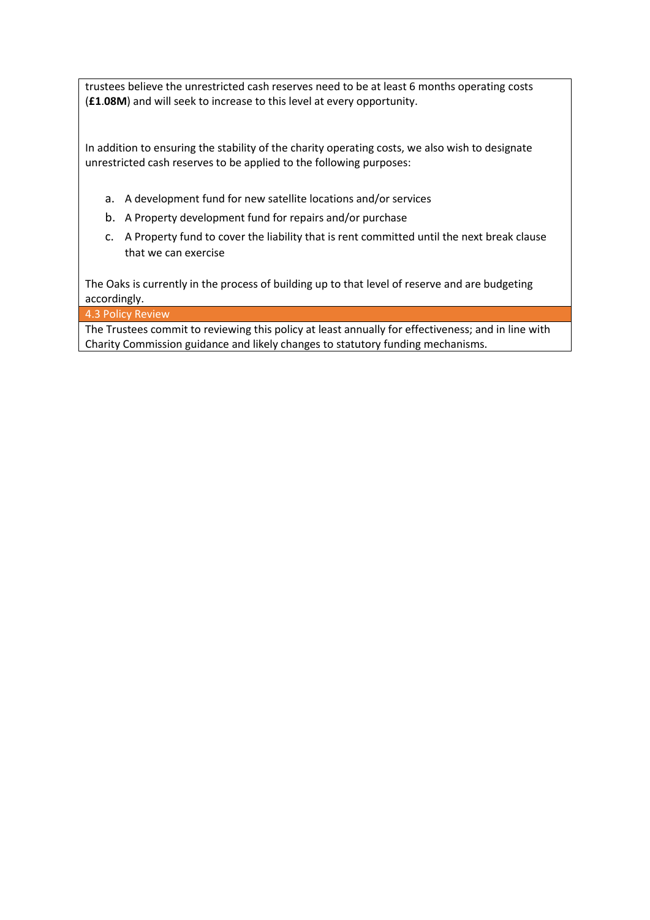trustees believe the unrestricted cash reserves need to be at least 6 months operating costs (**£1.08M**) and will seek to increase to this level at every opportunity.

In addition to ensuring the stability of the charity operating costs, we also wish to designate unrestricted cash reserves to be applied to the following purposes:

a. A development fund for new satellite locations and/or services
b. A Property development fund for repairs and/or purchase
c. A Property fund to cover the liability that is rent committed until the next break clause that we can exercise

The Oaks is currently in the process of building up to that level of reserve and are budgeting accordingly.

### 4.3 Policy Review

The Trustees commit to reviewing this policy at least annually for effectiveness; and in line with Charity Commission guidance and likely changes to statutory funding mechanisms.